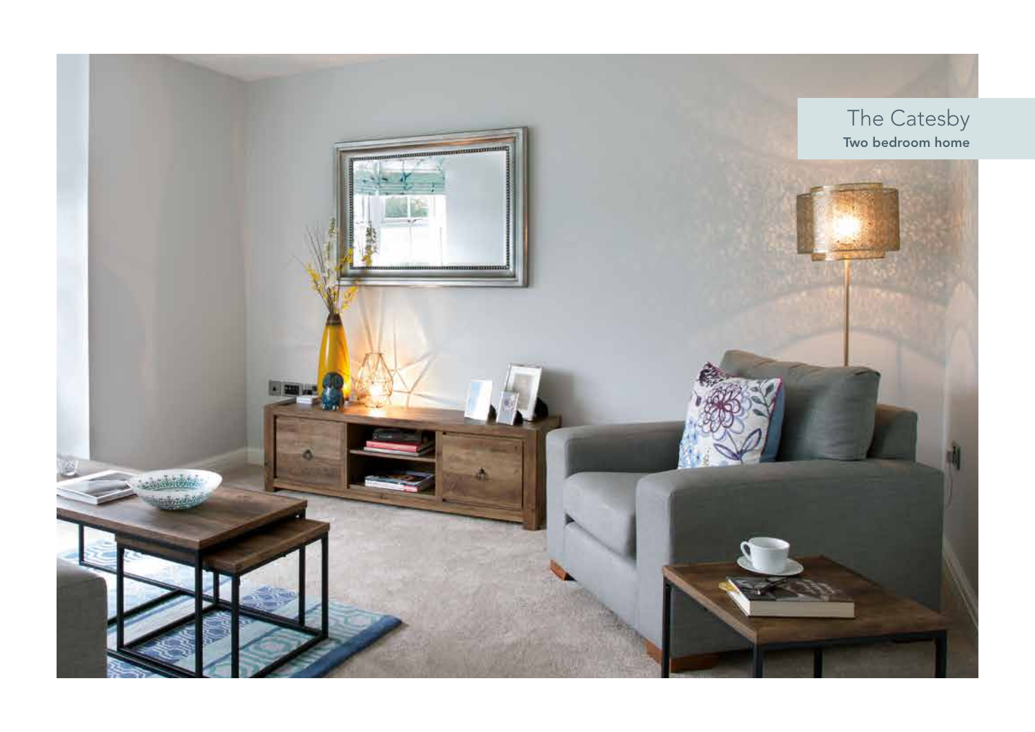# The Catesby

**Two bedroom home**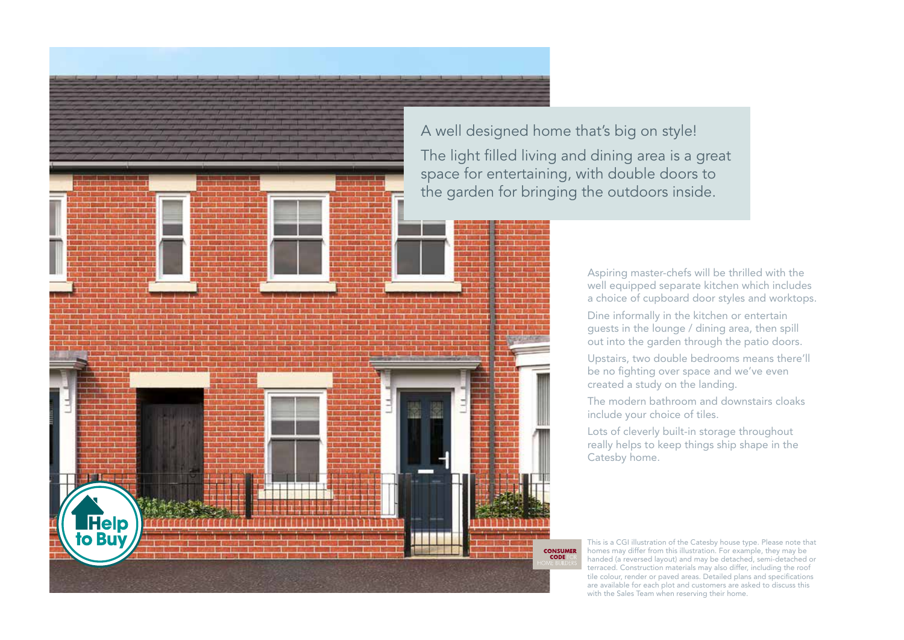A well designed home that's big on style!

The light filled living and dining area is a great space for entertaining, with double doors to the garden for bringing the outdoors inside.

Aspiring master-chefs will be thrilled with the well equipped separate kitchen which includes a choice of cupboard door styles and worktops.

Dine informally in the kitchen or entertain guests in the lounge / dining area, then spill out into the garden through the patio doors.

Upstairs, two double bedrooms means there'll be no fighting over space and we've even created a study on the landing.

The modern bathroom and downstairs cloaks include your choice of tiles.

Lots of cleverly built-in storage throughout really helps to keep things ship shape in the Catesby home.

Help to Buy

CONSUMER CODE FOR HOME BUILDERS

This is a CGI illustration of the Catesby house type. Please note that homes may differ from this illustration. For example, they may be handed (a reversed layout) and may be detached, semi-detached or terraced. Construction materials may also differ, including the roof tile colour, render or paved areas. Detailed plans and specifications are available for each plot and customers are asked to discuss this with the Sales Team when reserving their home.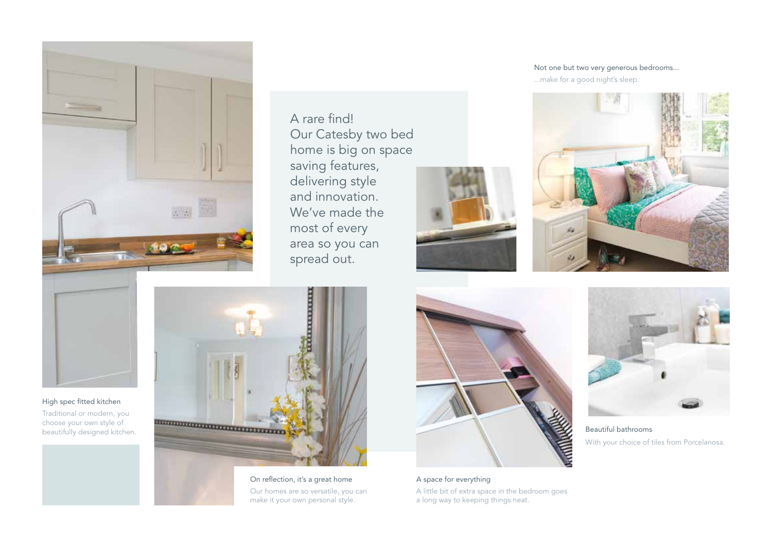A rare find! Our Catesby two bed home is big on space saving features, delivering style and innovation. We've made the most of every area so you can spread out.

Not one but two very generous bedrooms...

...make for a good night's sleep.

High spec fitted kitchen

Traditional or modern, you choose your own style of beautifully designed kitchen.

On reflection, it's a great home

Our homes are so versatile, you can make it your own personal style.

A space for everything

A little bit of extra space in the bedroom goes a long way to keeping things neat.

Beautiful bathrooms

With your choice of tiles from Porcelanosa.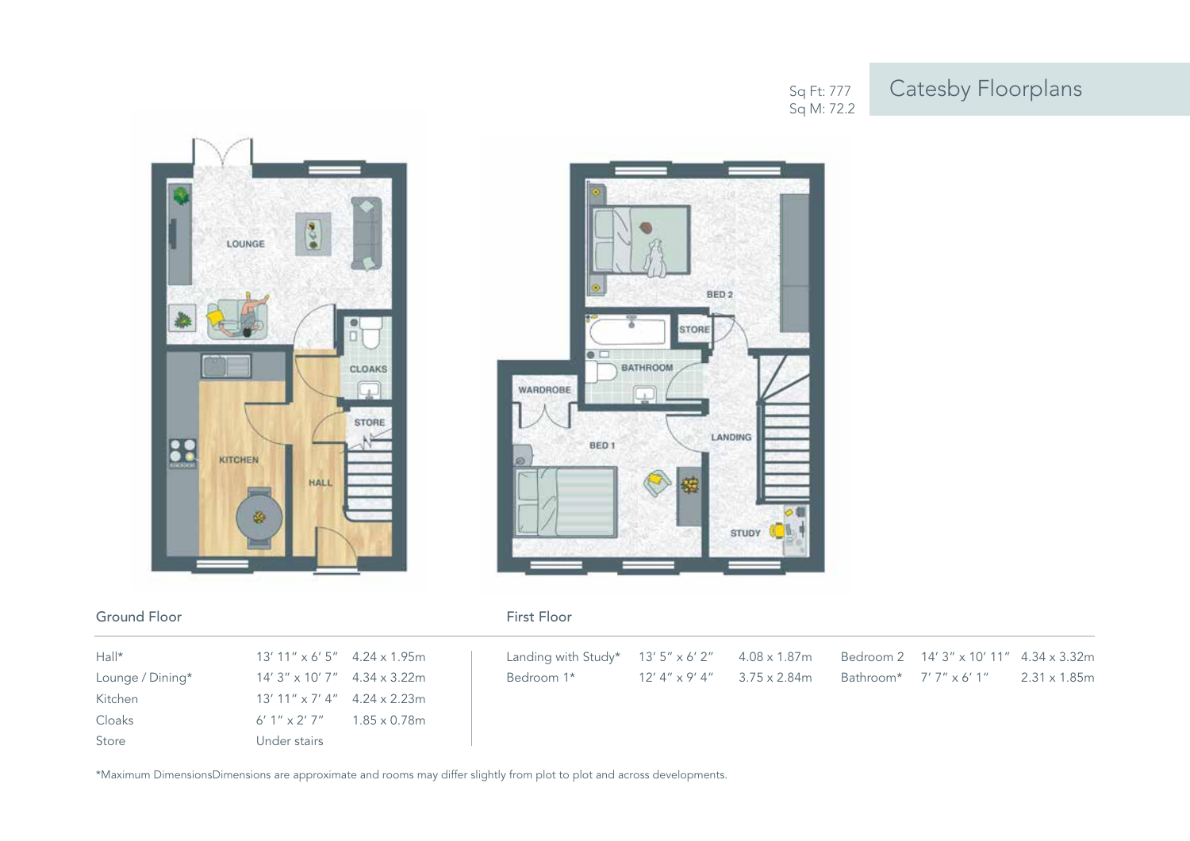Sq Ft: 777
Sq M: 72.2

# Catesby Floorplans

LOUNGE
CLOAKS
STORE
KITCHEN
HALL

BED 2
STORE
BATHROOM
WARDROBE
BED 1
LANDING
STUDY

## Ground Floor

| | | |
|---|---|---|
| Hall* | 13′ 11″ x 6′ 5″ | 4.24 x 1.95m |
| Lounge / Dining* | 14′ 3″ x 10′ 7″ | 4.34 x 3.22m |
| Kitchen | 13′ 11″ x 7′ 4″ | 4.24 x 2.23m |
| Cloaks | 6′ 1″ x 2′ 7″ | 1.85 x 0.78m |
| Store | Under stairs | |

## First Floor

| | | |
|---|---|---|
| Landing with Study* | 13′ 5″ x 6′ 2″ | 4.08 x 1.87m |
| Bedroom 1* | 12′ 4″ x 9′ 4″ | 3.75 x 2.84m |
| Bedroom 2 | 14′ 3″ x 10′ 11″ | 4.34 x 3.32m |
| Bathroom* | 7′ 7″ x 6′ 1″ | 2.31 x 1.85m |

*Maximum DimensionsDimensions are approximate and rooms may differ slightly from plot to plot and across developments.